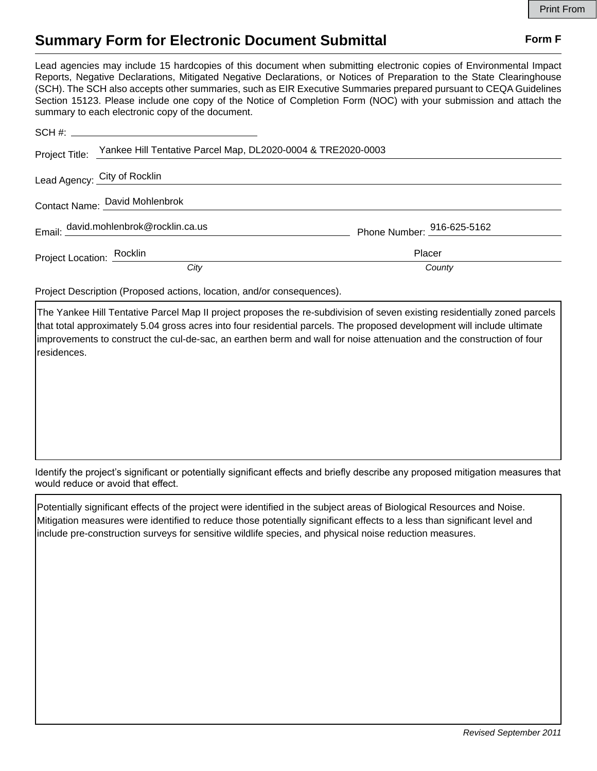Print From

# Summary Form for Electronic Document Submittal

**Form F**

Lead agencies may include 15 hardcopies of this document when submitting electronic copies of Environmental Impact Reports, Negative Declarations, Mitigated Negative Declarations, or Notices of Preparation to the State Clearinghouse (SCH). The SCH also accepts other summaries, such as EIR Executive Summaries prepared pursuant to CEQA Guidelines Section 15123. Please include one copy of the Notice of Completion Form (NOC) with your submission and attach the summary to each electronic copy of the document.

SCH #: 

Project Title: Yankee Hill Tentative Parcel Map, DL2020-0004 & TRE2020-0003

Lead Agency: City of Rocklin

Contact Name: David Mohlenbrok

Email: david.mohlenbrok@rocklin.ca.us    Phone Number: 916-625-5162

Project Location: Rocklin (*City*)    Placer (*County*)

Project Description (Proposed actions, location, and/or consequences).

The Yankee Hill Tentative Parcel Map II project proposes the re-subdivision of seven existing residentially zoned parcels that total approximately 5.04 gross acres into four residential parcels. The proposed development will include ultimate improvements to construct the cul-de-sac, an earthen berm and wall for noise attenuation and the construction of four residences.

Identify the project's significant or potentially significant effects and briefly describe any proposed mitigation measures that would reduce or avoid that effect.

Potentially significant effects of the project were identified in the subject areas of Biological Resources and Noise. Mitigation measures were identified to reduce those potentially significant effects to a less than significant level and include pre-construction surveys for sensitive wildlife species, and physical noise reduction measures.

*Revised September 2011*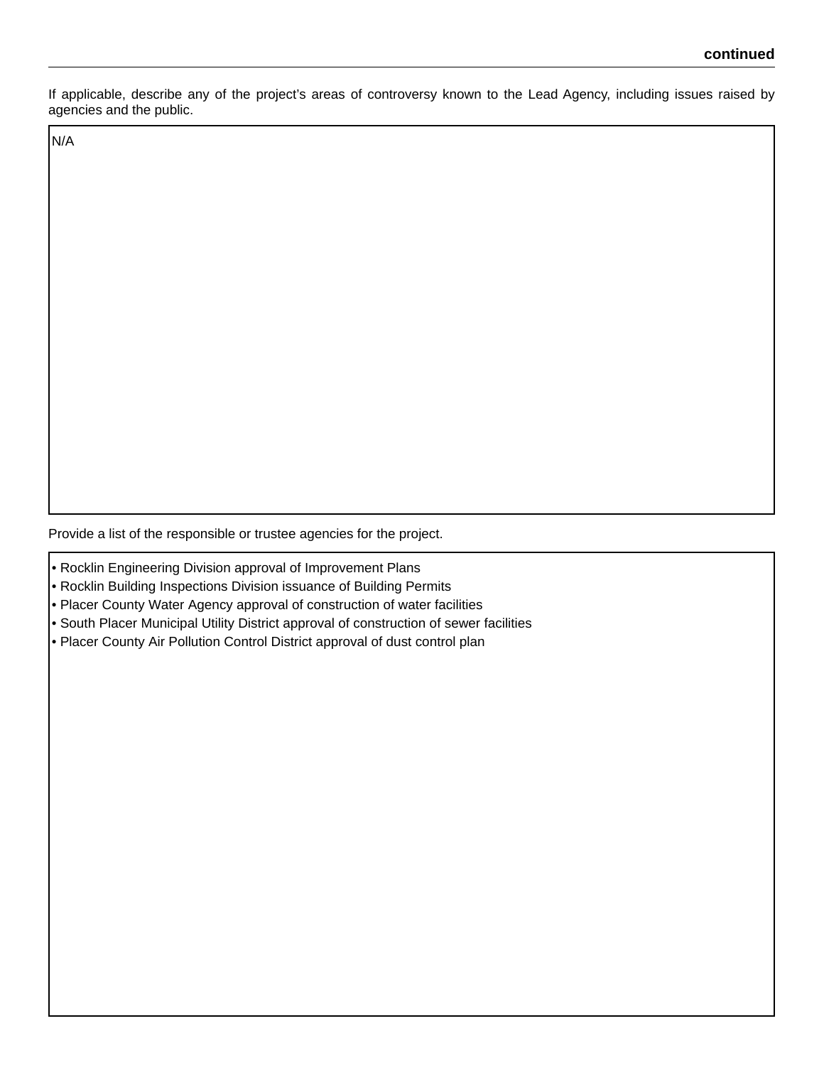**continued**

If applicable, describe any of the project's areas of controversy known to the Lead Agency, including issues raised by agencies and the public.

N/A

Provide a list of the responsible or trustee agencies for the project.

- Rocklin Engineering Division approval of Improvement Plans
- Rocklin Building Inspections Division issuance of Building Permits
- Placer County Water Agency approval of construction of water facilities
- South Placer Municipal Utility District approval of construction of sewer facilities
- Placer County Air Pollution Control District approval of dust control plan